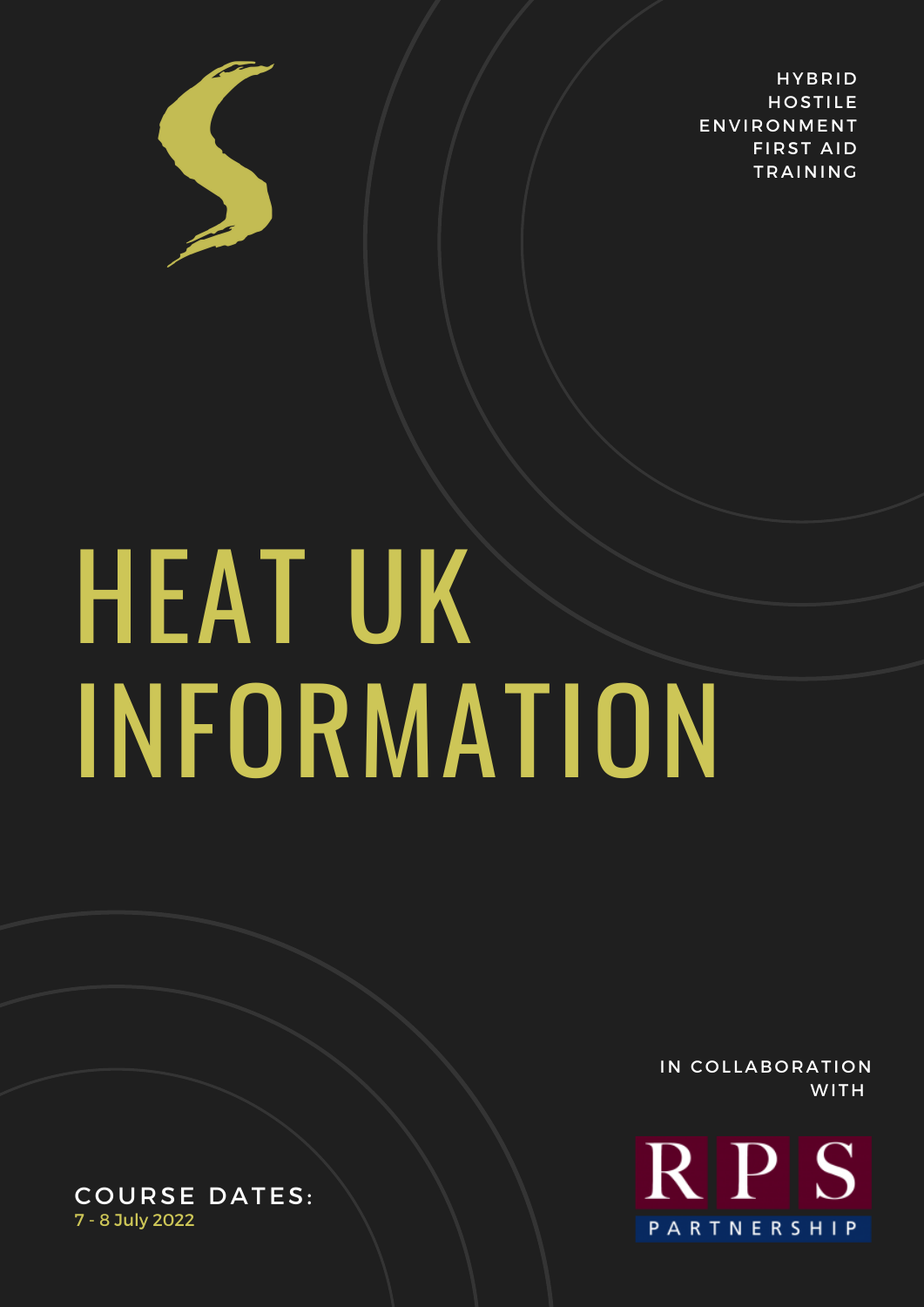HYBRID HOSTILE ENVIRONMENT FIRST AID TRAINING

# HEAT UK INFORMATION

IN COLLABORATION WITH

RPS PARTNERSHIP

COURSE DATES:
7 - 8 July 2022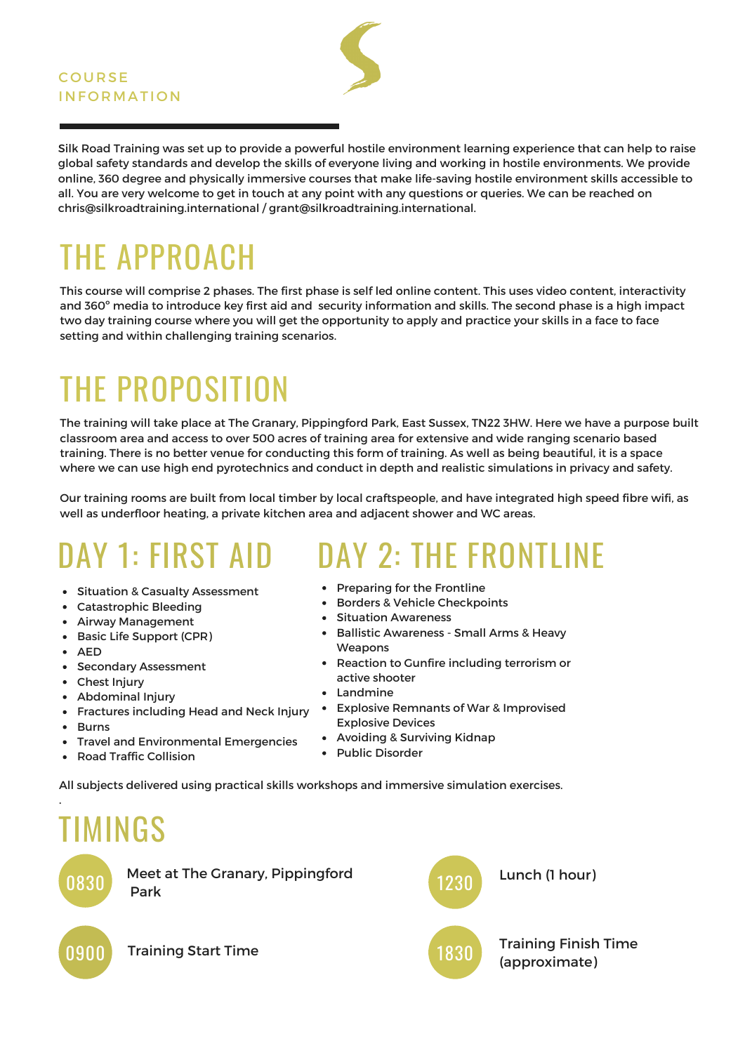COURSE INFORMATION

Silk Road Training was set up to provide a powerful hostile environment learning experience that can help to raise global safety standards and develop the skills of everyone living and working in hostile environments. We provide online, 360 degree and physically immersive courses that make life-saving hostile environment skills accessible to all. You are very welcome to get in touch at any point with any questions or queries. We can be reached on chris@silkroadtraining.international / grant@silkroadtraining.international.

# THE APPROACH

This course will comprise 2 phases. The first phase is self led online content. This uses video content, interactivity and 360° media to introduce key first aid and security information and skills. The second phase is a high impact two day training course where you will get the opportunity to apply and practice your skills in a face to face setting and within challenging training scenarios.

# THE PROPOSITION

The training will take place at The Granary, Pippingford Park, East Sussex, TN22 3HW. Here we have a purpose built classroom area and access to over 500 acres of training area for extensive and wide ranging scenario based training. There is no better venue for conducting this form of training. As well as being beautiful, it is a space where we can use high end pyrotechnics and conduct in depth and realistic simulations in privacy and safety.

Our training rooms are built from local timber by local craftspeople, and have integrated high speed fibre wifi, as well as underfloor heating, a private kitchen area and adjacent shower and WC areas.

# DAY 1: FIRST AID

- Situation & Casualty Assessment
- Catastrophic Bleeding
- Airway Management
- Basic Life Support (CPR)
- AED
- Secondary Assessment
- Chest Injury
- Abdominal Injury
- Fractures including Head and Neck Injury
- Burns
- Travel and Environmental Emergencies
- Road Traffic Collision

# DAY 2: THE FRONTLINE

- Preparing for the Frontline
- Borders & Vehicle Checkpoints
- Situation Awareness
- Ballistic Awareness - Small Arms & Heavy Weapons
- Reaction to Gunfire including terrorism or active shooter
- Landmine
- Explosive Remnants of War & Improvised Explosive Devices
- Avoiding & Surviving Kidnap
- Public Disorder

All subjects delivered using practical skills workshops and immersive simulation exercises.

# TIMINGS

- **0830** Meet at The Granary, Pippingford Park
- **0900** Training Start Time
- **1230** Lunch (1 hour)
- **1830** Training Finish Time (approximate)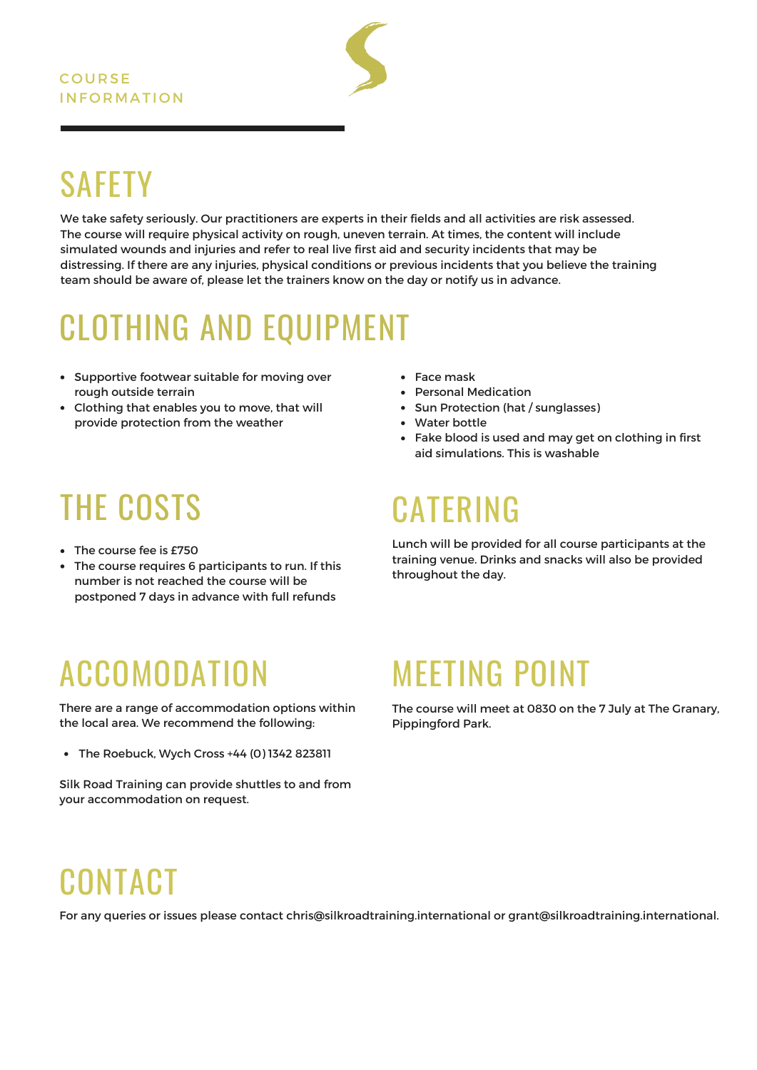COURSE INFORMATION

# SAFETY

We take safety seriously. Our practitioners are experts in their fields and all activities are risk assessed. The course will require physical activity on rough, uneven terrain. At times, the content will include simulated wounds and injuries and refer to real live first aid and security incidents that may be distressing. If there are any injuries, physical conditions or previous incidents that you believe the training team should be aware of, please let the trainers know on the day or notify us in advance.

# CLOTHING AND EQUIPMENT

- Supportive footwear suitable for moving over rough outside terrain
- Clothing that enables you to move, that will provide protection from the weather
- Face mask
- Personal Medication
- Sun Protection (hat / sunglasses)
- Water bottle
- Fake blood is used and may get on clothing in first aid simulations. This is washable

# THE COSTS

- The course fee is £750
- The course requires 6 participants to run. If this number is not reached the course will be postponed 7 days in advance with full refunds

# CATERING

Lunch will be provided for all course participants at the training venue. Drinks and snacks will also be provided throughout the day.

# ACCOMODATION

There are a range of accommodation options within the local area. We recommend the following:

- The Roebuck, Wych Cross +44 (0) 1342 823811

Silk Road Training can provide shuttles to and from your accommodation on request.

# MEETING POINT

The course will meet at 0830 on the 7 July at The Granary, Pippingford Park.

# CONTACT

For any queries or issues please contact chris@silkroadtraining.international or grant@silkroadtraining.international.